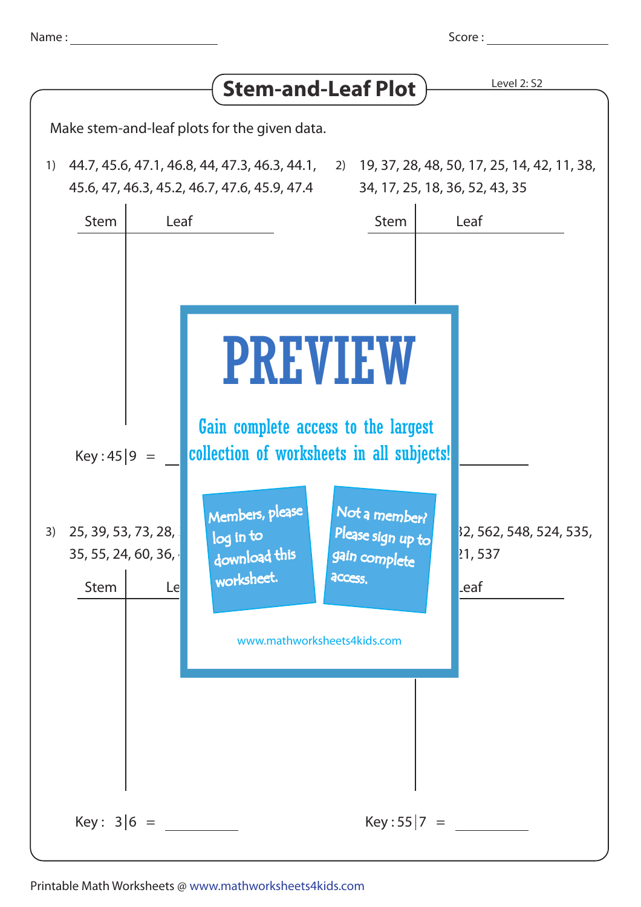Name : ______________________ Score : ________________

# Stem-and-Leaf Plot

Level 2: S2

Make stem-and-leaf plots for the given data.

1) 44.7, 45.6, 47.1, 46.8, 44, 47.3, 46.3, 44.1, 45.6, 47, 46.3, 45.2, 46.7, 47.6, 45.9, 47.4

| Stem | Leaf |
|---|---|
| | |

Key : 45|9 = ________

2) 19, 37, 28, 48, 50, 17, 25, 14, 42, 11, 38, 34, 17, 25, 18, 36, 52, 43, 35

| Stem | Leaf |
|---|---|
| | |

Key : ________

3) 25, 39, 53, 73, 28, ... 35, 55, 24, 60, 36, ...

| Stem | Leaf |
|---|---|
| | |

Key : 3|6 = ________

4) ...2, 562, 548, 524, 535, ...21, 537

| Stem | Leaf |
|---|---|
| | |

Key : 55|7 = ________

PREVIEW

Gain complete access to the largest collection of worksheets in all subjects!

Members, please log in to download this worksheet.

Not a member? Please sign up to gain complete access.

www.mathworksheets4kids.com

Printable Math Worksheets @ www.mathworksheets4kids.com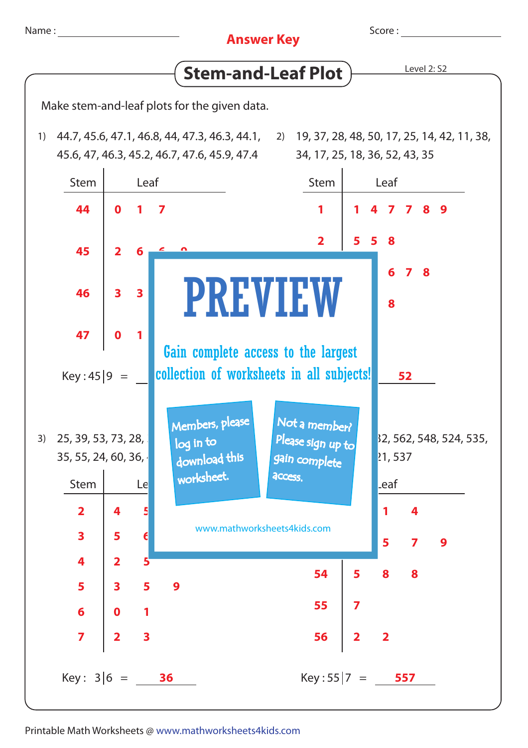Name : ____________________ **Answer Key** Score : ____________________

# Stem-and-Leaf Plot

Level 2: S2

Make stem-and-leaf plots for the given data.

1) 44.7, 45.6, 47.1, 46.8, 44, 47.3, 46.3, 44.1, 45.6, 47, 46.3, 45.2, 46.7, 47.6, 45.9, 47.4

| Stem | Leaf |
|---|---|
| 44 | 0 1 7 |
| 45 | 2 6 6 9 |
| 46 | 3 3 |
| 47 | 0 1 |

Key : 45|9 =

2) 19, 37, 28, 48, 50, 17, 25, 14, 42, 11, 38, 34, 17, 25, 18, 36, 52, 43, 35

| Stem | Leaf |
|---|---|
| 1 | 1 4 7 7 8 9 |
| 2 | 5 5 8 |
| | 6 7 8 |
| | 8 |

52

PREVIEW

Gain complete access to the largest collection of worksheets in all subjects!

Members, please log in to download this worksheet.

Not a member? Please sign up to gain complete access.

www.mathworksheets4kids.com

3) 25, 39, 53, 73, 28, 35, 55, 24, 60, 36,

| Stem | Leaf |
|---|---|
| 2 | 4 5 |
| 3 | 5 6 |
| 4 | 2 5 |
| 5 | 3 5 9 |
| 6 | 0 1 |
| 7 | 2 3 |

Key : 3|6 = 36

4) 32, 562, 548, 524, 535, 21, 537

| Stem | Leaf |
|---|---|
| | 1 4 |
| | 5 7 9 |
| 54 | 5 8 8 |
| 55 | 7 |
| 56 | 2 2 |

Key : 55|7 = 557

Printable Math Worksheets @ www.mathworksheets4kids.com